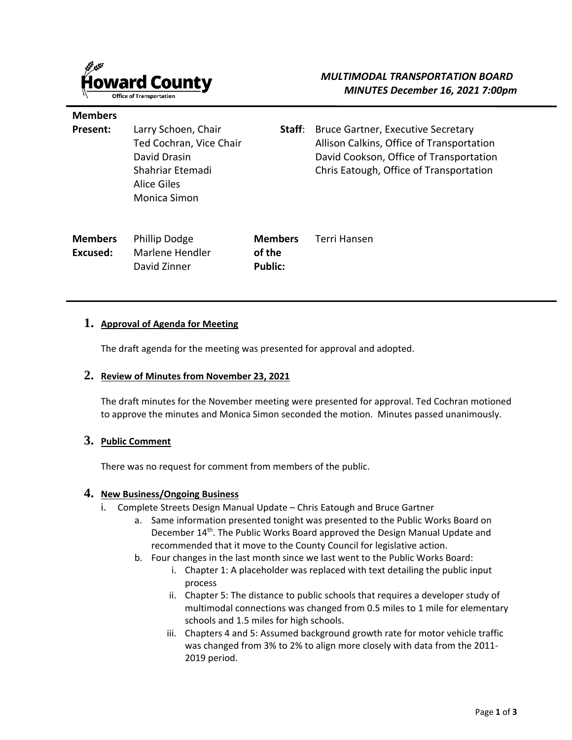Howard County
Office of Transportation

*MULTIMODAL TRANSPORTATION BOARD*
*MINUTES December 16, 2021 7:00pm*

| | | | |
|---|---|---|---|
| **Members Present:** | Larry Schoen, Chair<br>Ted Cochran, Vice Chair<br>David Drasin<br>Shahriar Etemadi<br>Alice Giles<br>Monica Simon | **Staff**: | Bruce Gartner, Executive Secretary<br>Allison Calkins, Office of Transportation<br>David Cookson, Office of Transportation<br>Chris Eatough, Office of Transportation |
| **Members Excused:** | Phillip Dodge<br>Marlene Hendler<br>David Zinner | **Members of the Public:** | Terri Hansen |

## 1. Approval of Agenda for Meeting

The draft agenda for the meeting was presented for approval and adopted.

## 2. Review of Minutes from November 23, 2021

The draft minutes for the November meeting were presented for approval. Ted Cochran motioned to approve the minutes and Monica Simon seconded the motion. Minutes passed unanimously.

## 3. Public Comment

There was no request for comment from members of the public.

## 4. New Business/Ongoing Business

i. Complete Streets Design Manual Update – Chris Eatough and Bruce Gartner
   a. Same information presented tonight was presented to the Public Works Board on December 14th. The Public Works Board approved the Design Manual Update and recommended that it move to the County Council for legislative action.
   b. Four changes in the last month since we last went to the Public Works Board:
      i. Chapter 1: A placeholder was replaced with text detailing the public input process
      ii. Chapter 5: The distance to public schools that requires a developer study of multimodal connections was changed from 0.5 miles to 1 mile for elementary schools and 1.5 miles for high schools.
      iii. Chapters 4 and 5: Assumed background growth rate for motor vehicle traffic was changed from 3% to 2% to align more closely with data from the 2011-2019 period.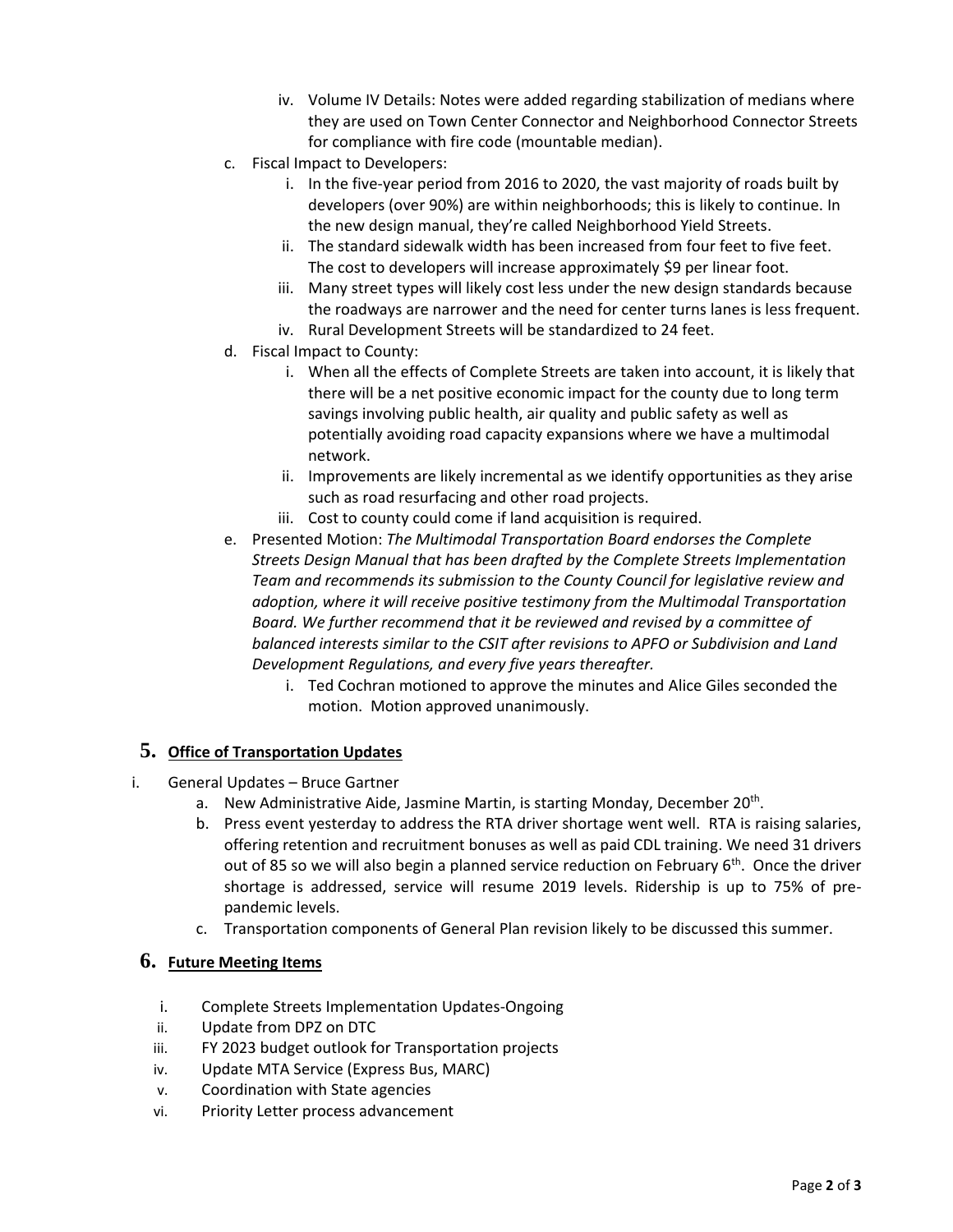- iv. Volume IV Details: Notes were added regarding stabilization of medians where they are used on Town Center Connector and Neighborhood Connector Streets for compliance with fire code (mountable median).

c. Fiscal Impact to Developers:
   - i. In the five-year period from 2016 to 2020, the vast majority of roads built by developers (over 90%) are within neighborhoods; this is likely to continue. In the new design manual, they're called Neighborhood Yield Streets.
   - ii. The standard sidewalk width has been increased from four feet to five feet. The cost to developers will increase approximately $9 per linear foot.
   - iii. Many street types will likely cost less under the new design standards because the roadways are narrower and the need for center turns lanes is less frequent.
   - iv. Rural Development Streets will be standardized to 24 feet.

d. Fiscal Impact to County:
   - i. When all the effects of Complete Streets are taken into account, it is likely that there will be a net positive economic impact for the county due to long term savings involving public health, air quality and public safety as well as potentially avoiding road capacity expansions where we have a multimodal network.
   - ii. Improvements are likely incremental as we identify opportunities as they arise such as road resurfacing and other road projects.
   - iii. Cost to county could come if land acquisition is required.

e. Presented Motion: *The Multimodal Transportation Board endorses the Complete Streets Design Manual that has been drafted by the Complete Streets Implementation Team and recommends its submission to the County Council for legislative review and adoption, where it will receive positive testimony from the Multimodal Transportation Board. We further recommend that it be reviewed and revised by a committee of balanced interests similar to the CSIT after revisions to APFO or Subdivision and Land Development Regulations, and every five years thereafter.*
   - i. Ted Cochran motioned to approve the minutes and Alice Giles seconded the motion. Motion approved unanimously.

## 5. **Office of Transportation Updates**

i. General Updates – Bruce Gartner
   - a. New Administrative Aide, Jasmine Martin, is starting Monday, December 20th.
   - b. Press event yesterday to address the RTA driver shortage went well. RTA is raising salaries, offering retention and recruitment bonuses as well as paid CDL training. We need 31 drivers out of 85 so we will also begin a planned service reduction on February 6th. Once the driver shortage is addressed, service will resume 2019 levels. Ridership is up to 75% of pre-pandemic levels.
   - c. Transportation components of General Plan revision likely to be discussed this summer.

## 6. **Future Meeting Items**

- i. Complete Streets Implementation Updates-Ongoing
- ii. Update from DPZ on DTC
- iii. FY 2023 budget outlook for Transportation projects
- iv. Update MTA Service (Express Bus, MARC)
- v. Coordination with State agencies
- vi. Priority Letter process advancement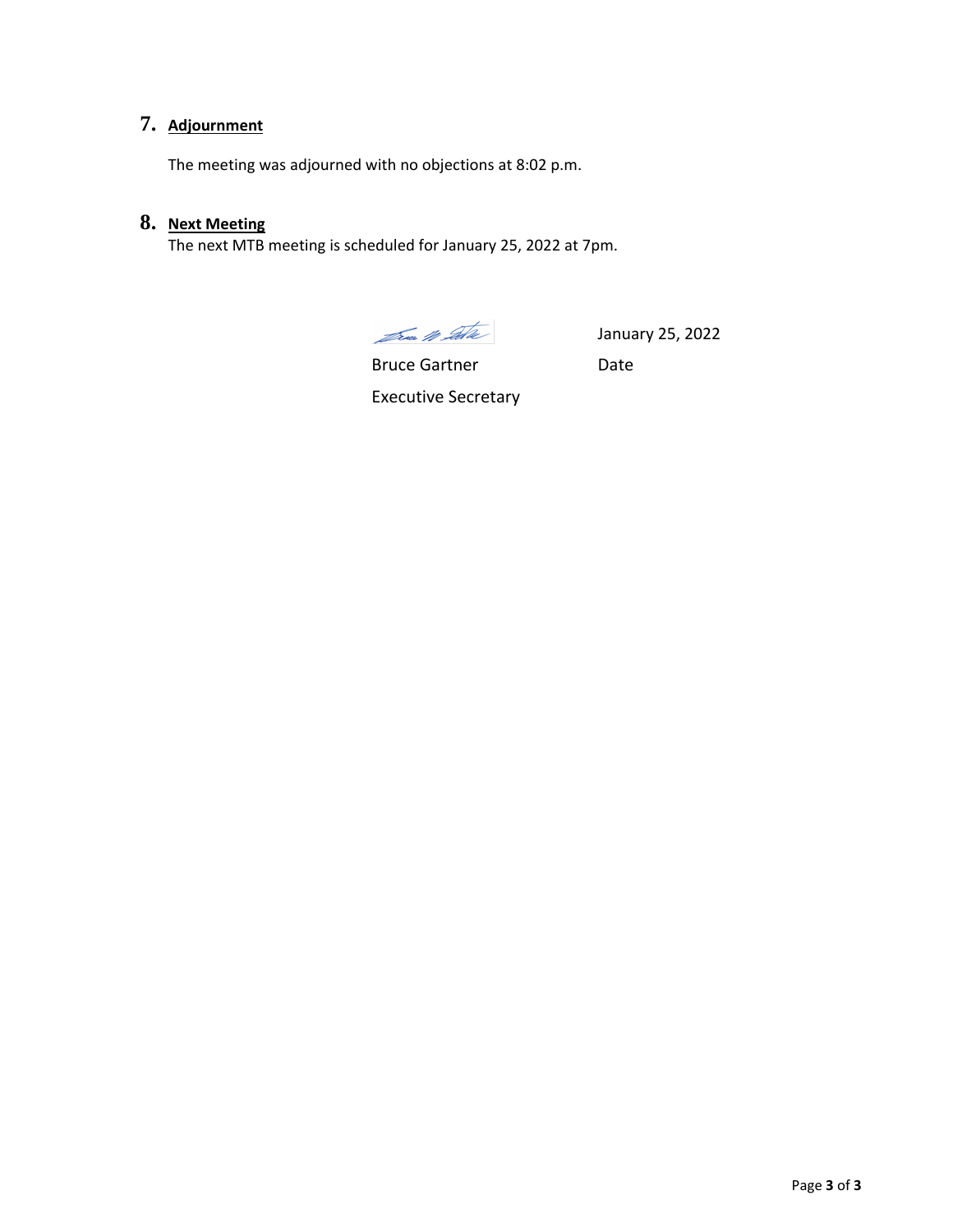## 7. Adjournment

The meeting was adjourned with no objections at 8:02 p.m.

## 8. Next Meeting

The next MTB meeting is scheduled for January 25, 2022 at 7pm.

| | |
|---|---|
| | January 25, 2022 |
| Bruce Gartner | Date |
| Executive Secretary | |